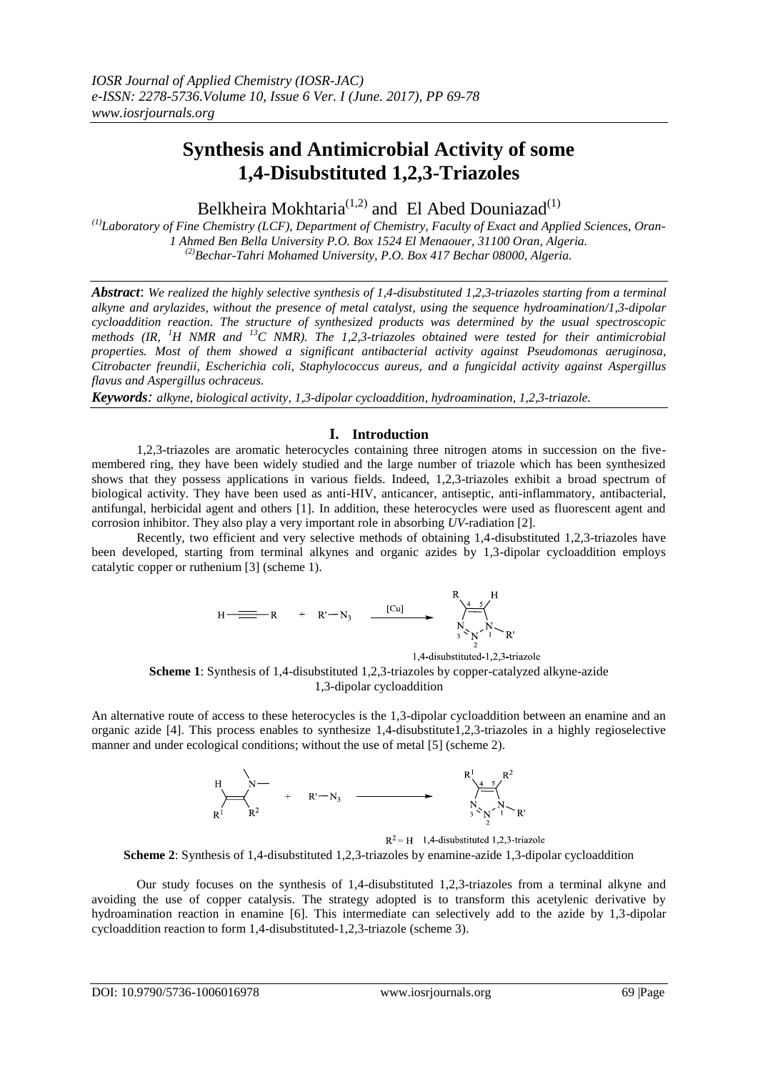# Synthesis and Antimicrobial Activity of some 1,4-Disubstituted 1,2,3-Triazoles

Belkheira Mokhtaria[(1,2)] and El Abed Douniazad[(1)]

[(1)]Laboratory of Fine Chemistry (LCF), Department of Chemistry, Faculty of Exact and Applied Sciences, Oran-1 Ahmed Ben Bella University P.O. Box 1524 El Menaouer, 31100 Oran, Algeria.
[(2)]Bechar-Tahri Mohamed University, P.O. Box 417 Bechar 08000, Algeria.

***Abstract***: *We realized the highly selective synthesis of 1,4-disubstituted 1,2,3-triazoles starting from a terminal alkyne and arylazides, without the presence of metal catalyst, using the sequence hydroamination/1,3-dipolar cycloaddition reaction. The structure of synthesized products was determined by the usual spectroscopic methods (IR, $^{1}H$ NMR and $^{13}C$ NMR). The 1,2,3-triazoles obtained were tested for their antimicrobial properties. Most of them showed a significant antibacterial activity against Pseudomonas aeruginosa, Citrobacter freundii, Escherichia coli, Staphylococcus aureus, and a fungicidal activity against Aspergillus flavus and Aspergillus ochraceus.*

***Keywords****: alkyne, biological activity, 1,3-dipolar cycloaddition, hydroamination, 1,2,3-triazole.*

## I. Introduction

1,2,3-triazoles are aromatic heterocycles containing three nitrogen atoms in succession on the five-membered ring, they have been widely studied and the large number of triazole which has been synthesized shows that they possess applications in various fields. Indeed, 1,2,3-triazoles exhibit a broad spectrum of biological activity. They have been used as anti-HIV, anticancer, antiseptic, anti-inflammatory, antibacterial, antifungal, herbicidal agent and others [1]. In addition, these heterocycles were used as fluorescent agent and corrosion inhibitor. They also play a very important role in absorbing *UV*-radiation [2].

Recently, two efficient and very selective methods of obtaining 1,4-disubstituted 1,2,3-triazoles have been developed, starting from terminal alkynes and organic azides by 1,3-dipolar cycloaddition employs catalytic copper or ruthenium [3] (scheme 1).

$$H-C\equiv C-R \quad + \quad R'-N_3 \xrightarrow{[Cu]} \text{1,4-disubstituted-1,2,3-triazole}$$

**Scheme 1**: Synthesis of 1,4-disubstituted 1,2,3-triazoles by copper-catalyzed alkyne-azide 1,3-dipolar cycloaddition

An alternative route of access to these heterocycles is the 1,3-dipolar cycloaddition between an enamine and an organic azide [4]. This process enables to synthesize 1,4-disubstitute1,2,3-triazoles in a highly regioselective manner and under ecological conditions; without the use of metal [5] (scheme 2).

$R^2 = H$ 1,4-disubstituted 1,2,3-triazole

**Scheme 2**: Synthesis of 1,4-disubstituted 1,2,3-triazoles by enamine-azide 1,3-dipolar cycloaddition

Our study focuses on the synthesis of 1,4-disubstituted 1,2,3-triazoles from a terminal alkyne and avoiding the use of copper catalysis. The strategy adopted is to transform this acetylenic derivative by hydroamination reaction in enamine [6]. This intermediate can selectively add to the azide by 1,3-dipolar cycloaddition reaction to form 1,4-disubstituted-1,2,3-triazole (scheme 3).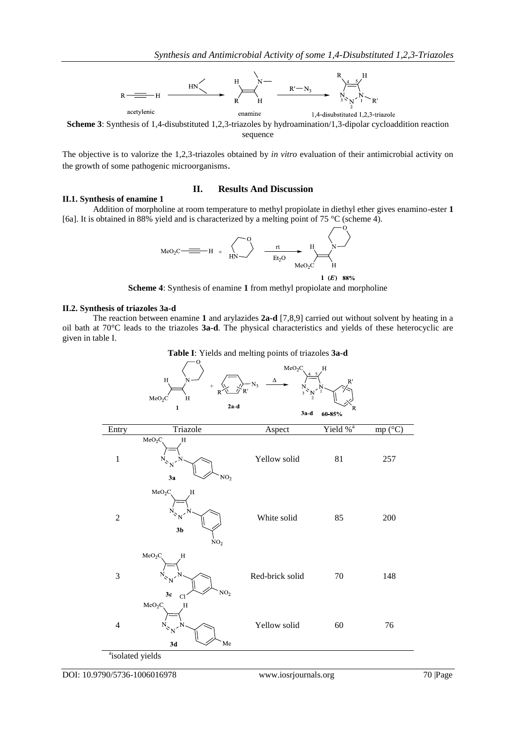**Scheme 3**: Synthesis of 1,4-disubstituted 1,2,3-triazoles by hydroamination/1,3-dipolar cycloaddition reaction sequence

The objective is to valorize the 1,2,3-triazoles obtained by *in vitro* evaluation of their antimicrobial activity on the growth of some pathogenic microorganisms.

## II. Results And Discussion

### II.1. Synthesis of enamine 1

Addition of morpholine at room temperature to methyl propiolate in diethyl ether gives enamino-ester **1** [6a]. It is obtained in 88% yield and is characterized by a melting point of 75 °C (scheme 4).

**Scheme 4**: Synthesis of enamine **1** from methyl propiolate and morpholine

### II.2. Synthesis of triazoles 3a-d

The reaction between enamine **1** and arylazides **2a-d** [7,8,9] carried out without solvent by heating in a oil bath at 70°C leads to the triazoles **3a-d**. The physical characteristics and yields of these heterocyclic are given in table I.

**Table I**: Yields and melting points of triazoles **3a-d**

| Entry | Triazole | Aspect | Yield %[a] | mp (°C) |
|---|---|---|---|---|
| 1 | 3a | Yellow solid | 81 | 257 |
| 2 | 3b | White solid | 85 | 200 |
| 3 | 3c | Red-brick solid | 70 | 148 |
| 4 | 3d | Yellow solid | 60 | 76 |

[a]isolated yields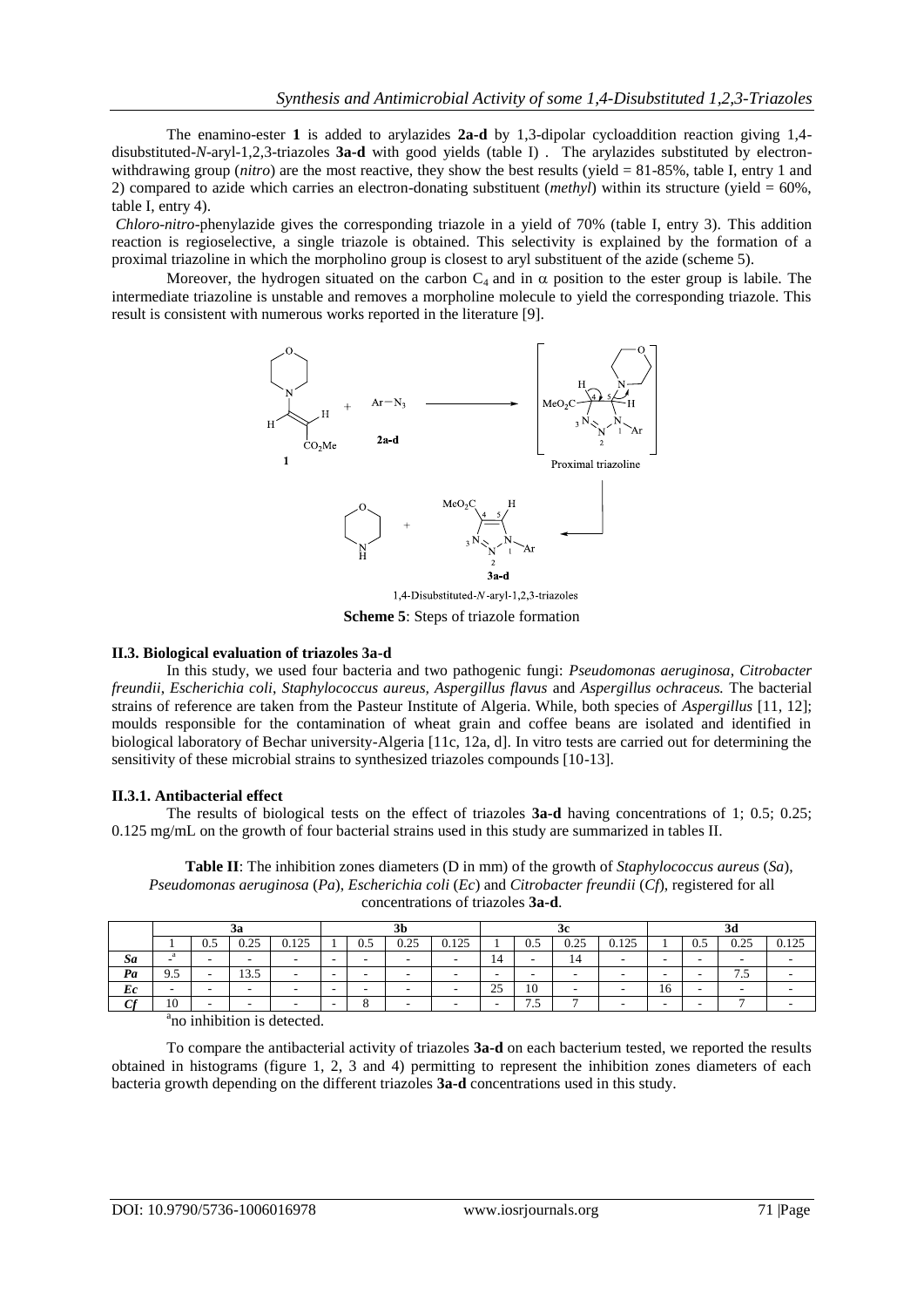The enamino-ester **1** is added to arylazides **2a-d** by 1,3-dipolar cycloaddition reaction giving 1,4-disubstituted-*N*-aryl-1,2,3-triazoles **3a-d** with good yields (table I) . The arylazides substituted by electron-withdrawing group (*nitro*) are the most reactive, they show the best results (yield = 81-85%, table I, entry 1 and 2) compared to azide which carries an electron-donating substituent (*methyl*) within its structure (yield = 60%, table I, entry 4).

*Chloro-nitro*-phenylazide gives the corresponding triazole in a yield of 70% (table I, entry 3). This addition reaction is regioselective, a single triazole is obtained. This selectivity is explained by the formation of a proximal triazoline in which the morpholino group is closest to aryl substituent of the azide (scheme 5).

Moreover, the hydrogen situated on the carbon $C_4$ and in $\alpha$ position to the ester group is labile. The intermediate triazoline is unstable and removes a morpholine molecule to yield the corresponding triazole. This result is consistent with numerous works reported in the literature [9].

**Scheme 5**: Steps of triazole formation

### II.3. Biological evaluation of triazoles 3a-d

In this study, we used four bacteria and two pathogenic fungi: *Pseudomonas aeruginosa*, *Citrobacter freundii*, *Escherichia coli*, *Staphylococcus aureus*, *Aspergillus flavus* and *Aspergillus ochraceus.* The bacterial strains of reference are taken from the Pasteur Institute of Algeria. While, both species of *Aspergillus* [11, 12]; moulds responsible for the contamination of wheat grain and coffee beans are isolated and identified in biological laboratory of Bechar university-Algeria [11c, 12a, d]. In vitro tests are carried out for determining the sensitivity of these microbial strains to synthesized triazoles compounds [10-13].

#### II.3.1. Antibacterial effect

The results of biological tests on the effect of triazoles **3a-d** having concentrations of 1; 0.5; 0.25; 0.125 mg/mL on the growth of four bacterial strains used in this study are summarized in tables II.

**Table II**: The inhibition zones diameters (D in mm) of the growth of *Staphylococcus aureus* (*Sa*), *Pseudomonas aeruginosa* (*Pa*), *Escherichia coli* (*Ec*) and *Citrobacter freundii* (*Cf*), registered for all concentrations of triazoles **3a-d**.

| | 3a | | | | 3b | | | | 3c | | | | 3d | | | |
|---|---|---|---|---|---|---|---|---|---|---|---|---|---|---|---|---|
| | 1 | 0.5 | 0.25 | 0.125 | 1 | 0.5 | 0.25 | 0.125 | 1 | 0.5 | 0.25 | 0.125 | 1 | 0.5 | 0.25 | 0.125 |
| ***Sa*** | -[a] | - | - | - | - | - | - | - | 14 | - | 14 | - | - | - | - | - |
| ***Pa*** | 9.5 | - | 13.5 | - | - | - | - | - | - | - | - | - | - | - | 7.5 | - |
| ***Ec*** | - | - | - | - | - | - | - | - | 25 | 10 | - | - | 16 | - | - | - |
| ***Cf*** | 10 | - | - | - | - | 8 | - | - | - | 7.5 | 7 | - | - | - | 7 | - |

[a]no inhibition is detected.

To compare the antibacterial activity of triazoles **3a-d** on each bacterium tested, we reported the results obtained in histograms (figure 1, 2, 3 and 4) permitting to represent the inhibition zones diameters of each bacteria growth depending on the different triazoles **3a-d** concentrations used in this study.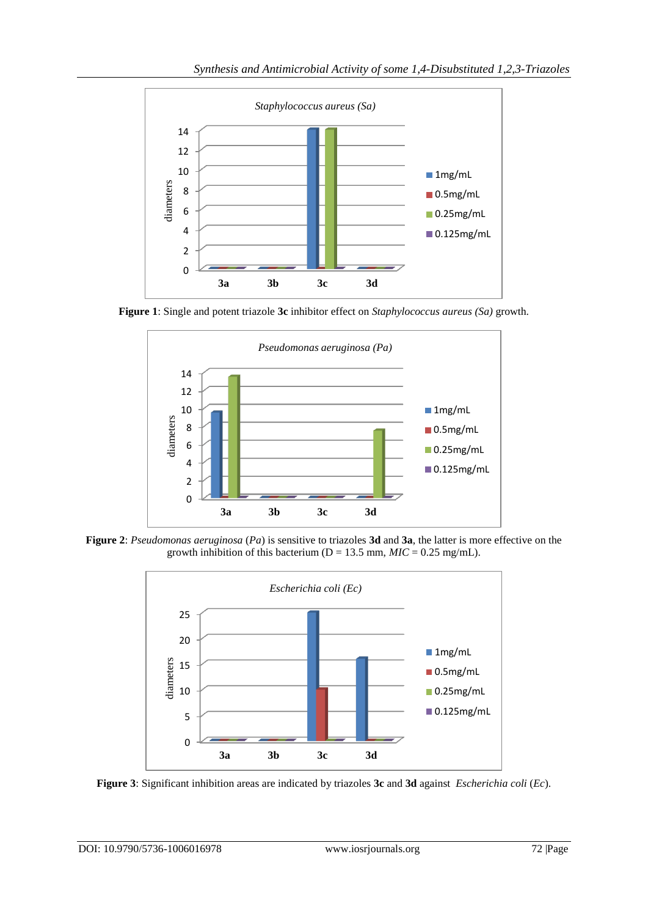**Figure 1**: Single and potent triazole **3c** inhibitor effect on *Staphylococcus aureus (Sa)* growth.

**Figure 2**: *Pseudomonas aeruginosa* (*Pa*) is sensitive to triazoles **3d** and **3a**, the latter is more effective on the growth inhibition of this bacterium (D = 13.5 mm, *MIC* = 0.25 mg/mL).

**Figure 3**: Significant inhibition areas are indicated by triazoles **3c** and **3d** against *Escherichia coli* (*Ec*).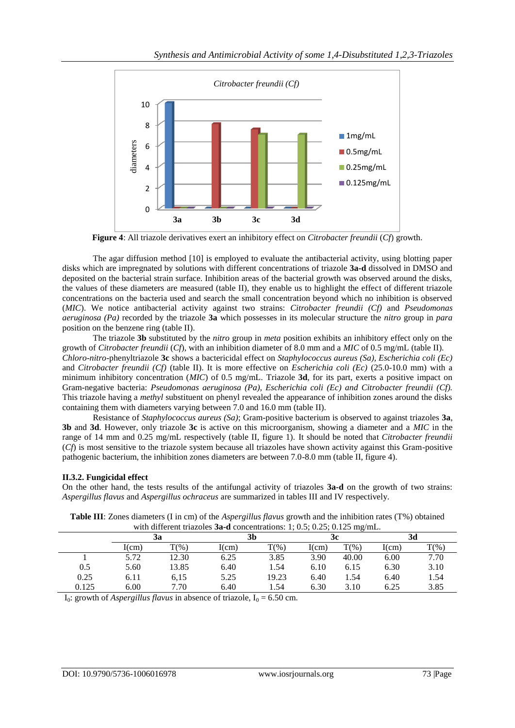**Figure 4**: All triazole derivatives exert an inhibitory effect on *Citrobacter freundii* (*Cf*) growth.

The agar diffusion method [10] is employed to evaluate the antibacterial activity, using blotting paper disks which are impregnated by solutions with different concentrations of triazole **3a-d** dissolved in DMSO and deposited on the bacterial strain surface. Inhibition areas of the bacterial growth was observed around the disks, the values of these diameters are measured (table II), they enable us to highlight the effect of different triazole concentrations on the bacteria used and search the small concentration beyond which no inhibition is observed (*MIC*). We notice antibacterial activity against two strains: *Citrobacter freundii (Cf)* and *Pseudomonas aeruginosa (Pa)* recorded by the triazole **3a** which possesses in its molecular structure the *nitro* group in *para* position on the benzene ring (table II).

The triazole **3b** substituted by the *nitro* group in *meta* position exhibits an inhibitory effect only on the growth of *Citrobacter freundii* (*Cf*), with an inhibition diameter of 8.0 mm and a *MIC* of 0.5 mg/mL (table II). *Chloro-nitro*-phenyltriazole **3c** shows a bactericidal effect on *Staphylococcus aureus (Sa)*, *Escherichia coli (Ec)* and *Citrobacter freundii (Cf)* (table II). It is more effective on *Escherichia coli (Ec)* (25.0-10.0 mm) with a minimum inhibitory concentration (*MIC*) of 0.5 mg/mL. Triazole **3d**, for its part, exerts a positive impact on Gram-negative bacteria: *Pseudomonas aeruginosa (Pa), Escherichia coli (Ec) and Citrobacter freundii (Cf).* This triazole having a *methyl* substituent on phenyl revealed the appearance of inhibition zones around the disks containing them with diameters varying between 7.0 and 16.0 mm (table II).

Resistance of *Staphylococcus aureus (Sa)*; Gram-positive bacterium is observed to against triazoles **3a**, **3b** and **3d**. However, only triazole **3c** is active on this microorganism, showing a diameter and a *MIC* in the range of 14 mm and 0.25 mg/mL respectively (table II, figure 1). It should be noted that *Citrobacter freundii* (*Cf*) is most sensitive to the triazole system because all triazoles have shown activity against this Gram-positive pathogenic bacterium, the inhibition zones diameters are between 7.0-8.0 mm (table II, figure 4).

### II.3.2. Fungicidal effect

On the other hand, the tests results of the antifungal activity of triazoles **3a-d** on the growth of two strains: *Aspergillus flavus* and *Aspergillus ochraceus* are summarized in tables III and IV respectively.

**Table III**: Zones diameters (I in cm) of the *Aspergillus flavus* growth and the inhibition rates (T%) obtained with different triazoles **3a-d** concentrations: 1; 0.5; 0.25; 0.125 mg/mL.

| | **3a** | | **3b** | | **3c** | | **3d** | |
|---|---|---|---|---|---|---|---|---|
| | I(cm) | T(%) | I(cm) | T(%) | I(cm) | T(%) | I(cm) | T(%) |
| 1 | 5.72 | 12.30 | 6.25 | 3.85 | 3.90 | 40.00 | 6.00 | 7.70 |
| 0.5 | 5.60 | 13.85 | 6.40 | 1.54 | 6.10 | 6.15 | 6.30 | 3.10 |
| 0.25 | 6.11 | 6,15 | 5.25 | 19.23 | 6.40 | 1.54 | 6.40 | 1.54 |
| 0.125 | 6.00 | 7.70 | 6.40 | 1.54 | 6.30 | 3.10 | 6.25 | 3.85 |

$I_0$: growth of *Aspergillus flavus* in absence of triazole, $I_0 = 6.50$ cm.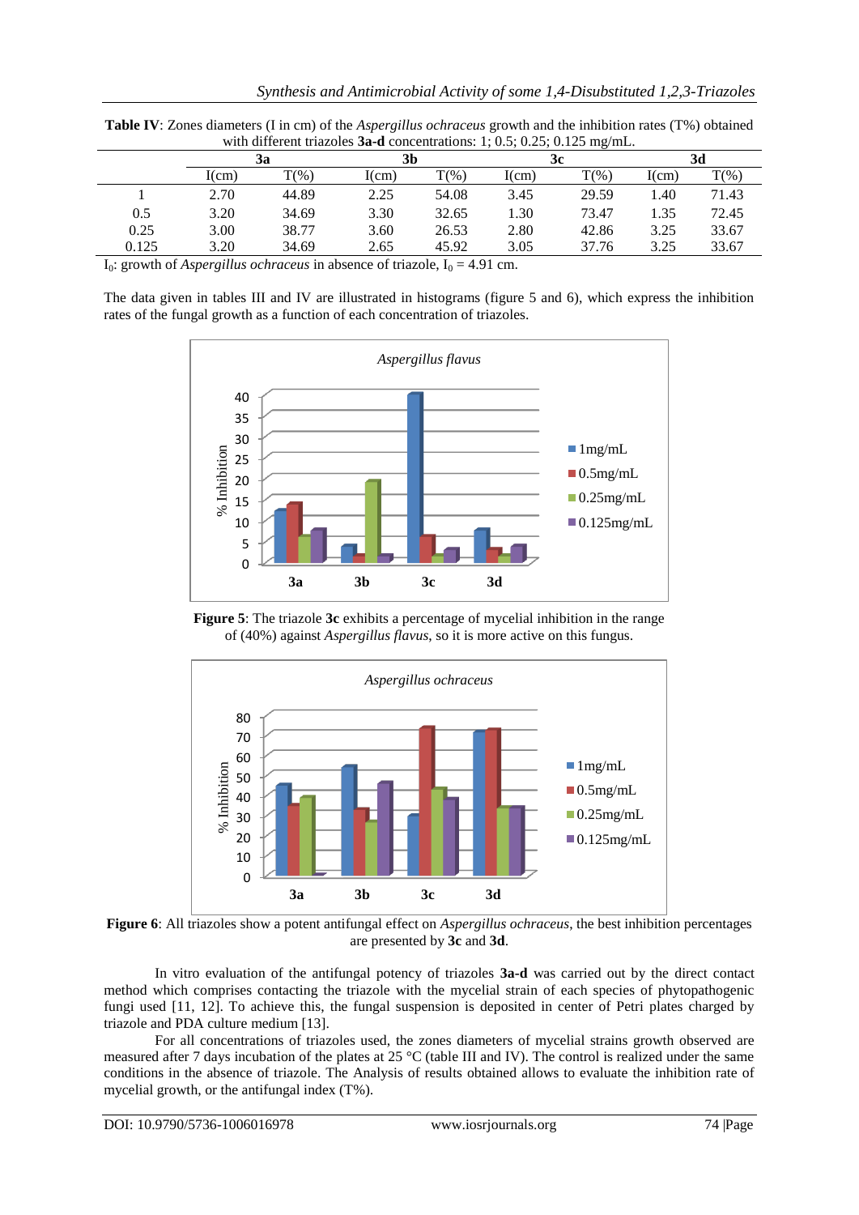**Table IV**: Zones diameters (I in cm) of the *Aspergillus ochraceus* growth and the inhibition rates (T%) obtained with different triazoles **3a-d** concentrations: 1; 0.5; 0.25; 0.125 mg/mL.

| | **3a** | | **3b** | | **3c** | | **3d** | |
|---|---|---|---|---|---|---|---|---|
| | I(cm) | T(%) | I(cm) | T(%) | I(cm) | T(%) | I(cm) | T(%) |
| 1 | 2.70 | 44.89 | 2.25 | 54.08 | 3.45 | 29.59 | 1.40 | 71.43 |
| 0.5 | 3.20 | 34.69 | 3.30 | 32.65 | 1.30 | 73.47 | 1.35 | 72.45 |
| 0.25 | 3.00 | 38.77 | 3.60 | 26.53 | 2.80 | 42.86 | 3.25 | 33.67 |
| 0.125 | 3.20 | 34.69 | 2.65 | 45.92 | 3.05 | 37.76 | 3.25 | 33.67 |

$I_0$: growth of *Aspergillus ochraceus* in absence of triazole, $I_0$ = 4.91 cm.

The data given in tables III and IV are illustrated in histograms (figure 5 and 6), which express the inhibition rates of the fungal growth as a function of each concentration of triazoles.

**Figure 5**: The triazole **3c** exhibits a percentage of mycelial inhibition in the range of (40%) against *Aspergillus flavus*, so it is more active on this fungus.

**Figure 6**: All triazoles show a potent antifungal effect on *Aspergillus ochraceus*, the best inhibition percentages are presented by **3c** and **3d**.

In vitro evaluation of the antifungal potency of triazoles **3a-d** was carried out by the direct contact method which comprises contacting the triazole with the mycelial strain of each species of phytopathogenic fungi used [11, 12]. To achieve this, the fungal suspension is deposited in center of Petri plates charged by triazole and PDA culture medium [13].

For all concentrations of triazoles used, the zones diameters of mycelial strains growth observed are measured after 7 days incubation of the plates at 25 °C (table III and IV). The control is realized under the same conditions in the absence of triazole. The Analysis of results obtained allows to evaluate the inhibition rate of mycelial growth, or the antifungal index (T%).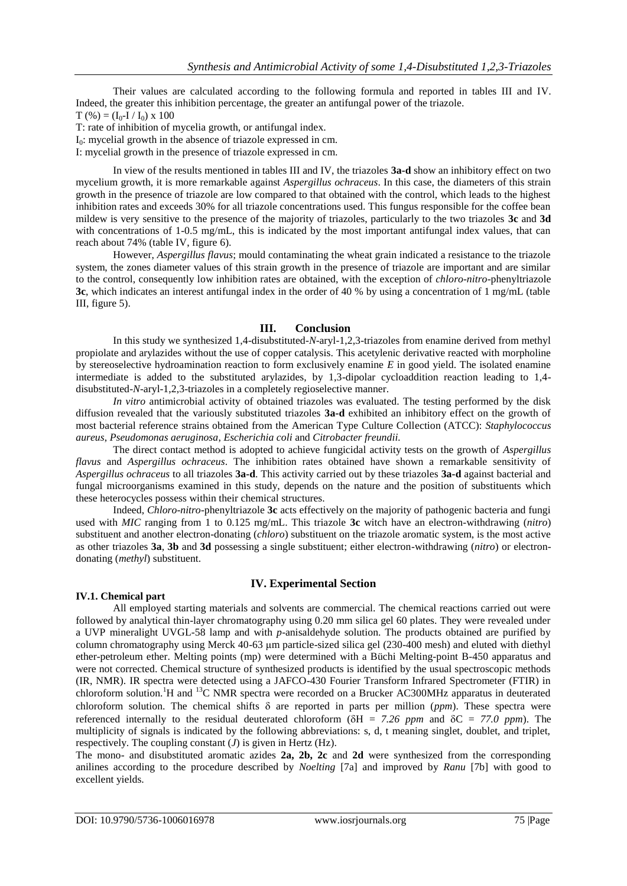Their values are calculated according to the following formula and reported in tables III and IV. Indeed, the greater this inhibition percentage, the greater an antifungal power of the triazole.

$T (\%) = (I_0 - I / I_0) \times 100$

T: rate of inhibition of mycelia growth, or antifungal index.

$I_0$: mycelial growth in the absence of triazole expressed in cm.

I: mycelial growth in the presence of triazole expressed in cm.

In view of the results mentioned in tables III and IV, the triazoles **3a-d** show an inhibitory effect on two mycelium growth, it is more remarkable against *Aspergillus ochraceus*. In this case, the diameters of this strain growth in the presence of triazole are low compared to that obtained with the control, which leads to the highest inhibition rates and exceeds 30% for all triazole concentrations used. This fungus responsible for the coffee bean mildew is very sensitive to the presence of the majority of triazoles, particularly to the two triazoles **3c** and **3d** with concentrations of 1-0.5 mg/mL, this is indicated by the most important antifungal index values, that can reach about 74% (table IV, figure 6).

However, *Aspergillus flavus*; mould contaminating the wheat grain indicated a resistance to the triazole system, the zones diameter values of this strain growth in the presence of triazole are important and are similar to the control, consequently low inhibition rates are obtained, with the exception of *chloro-nitro*-phenyltriazole **3c**, which indicates an interest antifungal index in the order of 40 % by using a concentration of 1 mg/mL (table III, figure 5).

## III. Conclusion

In this study we synthesized 1,4-disubstituted-*N*-aryl-1,2,3-triazoles from enamine derived from methyl propiolate and arylazides without the use of copper catalysis. This acetylenic derivative reacted with morpholine by stereoselective hydroamination reaction to form exclusively enamine *E* in good yield. The isolated enamine intermediate is added to the substituted arylazides, by 1,3-dipolar cycloaddition reaction leading to 1,4-disubstituted-*N*-aryl-1,2,3-triazoles in a completely regioselective manner.

*In vitro* antimicrobial activity of obtained triazoles was evaluated. The testing performed by the disk diffusion revealed that the variously substituted triazoles **3a-d** exhibited an inhibitory effect on the growth of most bacterial reference strains obtained from the American Type Culture Collection (ATCC): *Staphylococcus aureus, Pseudomonas aeruginosa, Escherichia coli* and *Citrobacter freundii.*

The direct contact method is adopted to achieve fungicidal activity tests on the growth of *Aspergillus flavus* and *Aspergillus ochraceus*. The inhibition rates obtained have shown a remarkable sensitivity of *Aspergillus ochraceus* to all triazoles **3a-d**. This activity carried out by these triazoles **3a-d** against bacterial and fungal microorganisms examined in this study, depends on the nature and the position of substituents which these heterocycles possess within their chemical structures.

Indeed, *Chloro-nitro*-phenyltriazole **3c** acts effectively on the majority of pathogenic bacteria and fungi used with *MIC* ranging from 1 to 0.125 mg/mL. This triazole **3c** witch have an electron-withdrawing (*nitro*) substituent and another electron-donating (*chloro*) substituent on the triazole aromatic system, is the most active as other triazoles **3a**, **3b** and **3d** possessing a single substituent; either electron-withdrawing (*nitro*) or electron-donating (*methyl*) substituent.

## IV. Experimental Section

### IV.1. Chemical part

All employed starting materials and solvents are commercial. The chemical reactions carried out were followed by analytical thin-layer chromatography using 0.20 mm silica gel 60 plates. They were revealed under a UVP mineralight UVGL-58 lamp and with *p*-anisaldehyde solution. The products obtained are purified by column chromatography using Merck 40-63 µm particle-sized silica gel (230-400 mesh) and eluted with diethyl ether-petroleum ether. Melting points (mp) were determined with a Büchi Melting-point B-450 apparatus and were not corrected. Chemical structure of synthesized products is identified by the usual spectroscopic methods (IR, NMR). IR spectra were detected using a JAFCO-430 Fourier Transform Infrared Spectrometer (FTIR) in chloroform solution. $^1H$ and $^{13}C$ NMR spectra were recorded on a Brucker AC300MHz apparatus in deuterated chloroform solution. The chemical shifts $\delta$ are reported in parts per million (*ppm*). These spectra were referenced internally to the residual deuterated chloroform ($\delta H$ = *7.26 ppm* and $\delta C$ = *77.0 ppm*). The multiplicity of signals is indicated by the following abbreviations: s, d, t meaning singlet, doublet, and triplet, respectively. The coupling constant ($J$) is given in Hertz (Hz).

The mono- and disubstituted aromatic azides **2a, 2b, 2c** and **2d** were synthesized from the corresponding anilines according to the procedure described by *Noelting* [7a] and improved by *Ranu* [7b] with good to excellent yields.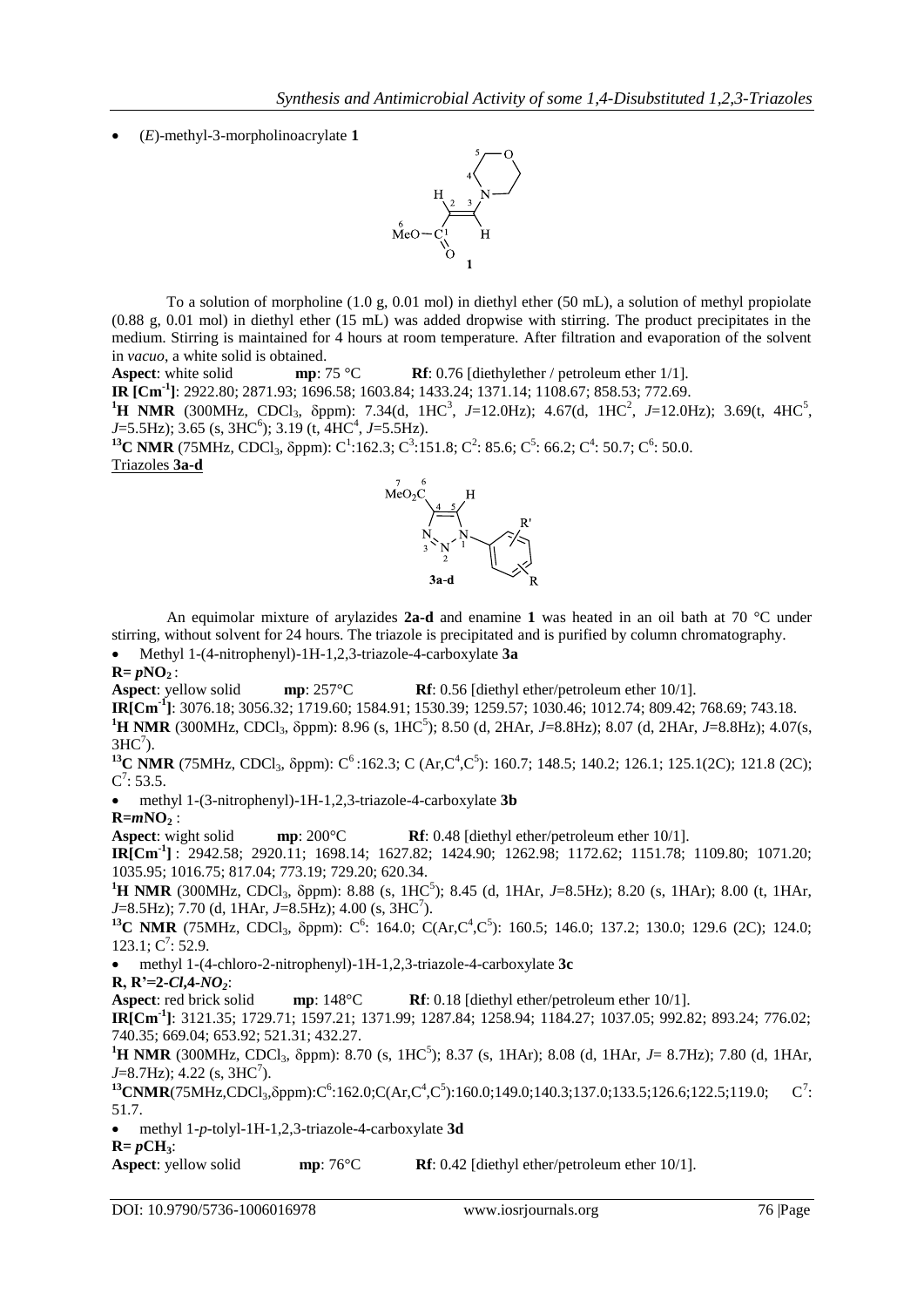- (*E*)-methyl-3-morpholinoacrylate **1**

To a solution of morpholine (1.0 g, 0.01 mol) in diethyl ether (50 mL), a solution of methyl propiolate (0.88 g, 0.01 mol) in diethyl ether (15 mL) was added dropwise with stirring. The product precipitates in the medium. Stirring is maintained for 4 hours at room temperature. After filtration and evaporation of the solvent in *vacuo*, a white solid is obtained.

**Aspect**: white solid **mp**: 75 °C **Rf**: 0.76 [diethylether / petroleum ether 1/1].

**IR [Cm$^{-1}$]**: 2922.80; 2871.93; 1696.58; 1603.84; 1433.24; 1371.14; 1108.67; 858.53; 772.69.

**$^{1}$H NMR** (300MHz, $CDCl_3$, δppm): 7.34(d, 1HC$^{3}$, *J*=12.0Hz); 4.67(d, 1HC$^{2}$, *J*=12.0Hz); 3.69(t, 4HC$^{5}$, *J*=5.5Hz); 3.65 (s, 3HC$^{6}$); 3.19 (t, 4HC$^{4}$, *J*=5.5Hz).

**$^{13}$C NMR** (75MHz, $CDCl_3$, δppm): C$^{1}$:162.3; C$^{3}$:151.8; C$^{2}$: 85.6; C$^{5}$: 66.2; C$^{4}$: 50.7; C$^{6}$: 50.0.

Triazoles **3a-d**

An equimolar mixture of arylazides **2a-d** and enamine **1** was heated in an oil bath at 70 °C under stirring, without solvent for 24 hours. The triazole is precipitated and is purified by column chromatography.

- Methyl 1-(4-nitrophenyl)-1H-1,2,3-triazole-4-carboxylate **3a**

**R= *p*NO$_2$**:

**Aspect**: yellow solid **mp**: 257°C **Rf**: 0.56 [diethyl ether/petroleum ether 10/1].

**IR[Cm$^{-1}$]**: 3076.18; 3056.32; 1719.60; 1584.91; 1530.39; 1259.57; 1030.46; 1012.74; 809.42; 768.69; 743.18.

**$^{1}$H NMR** (300MHz, $CDCl_3$, δppm): 8.96 (s, 1HC$^{5}$); 8.50 (d, 2HAr, *J*=8.8Hz); 8.07 (d, 2HAr, *J*=8.8Hz); 4.07(s, 3HC$^{7}$).

**$^{13}$C NMR** (75MHz, $CDCl_3$, δppm): C$^{6}$ :162.3; C (Ar,C$^{4}$,C$^{5}$): 160.7; 148.5; 140.2; 126.1; 125.1(2C); 121.8 (2C); C$^{7}$: 53.5.

- methyl 1-(3-nitrophenyl)-1H-1,2,3-triazole-4-carboxylate **3b**

**R=*m*NO$_2$** :

**Aspect**: wight solid **mp**: 200°C **Rf**: 0.48 [diethyl ether/petroleum ether 10/1].

**IR[Cm$^{-1}$]** : 2942.58; 2920.11; 1698.14; 1627.82; 1424.90; 1262.98; 1172.62; 1151.78; 1109.80; 1071.20; 1035.95; 1016.75; 817.04; 773.19; 729.20; 620.34.

**$^{1}$H NMR** (300MHz, $CDCl_3$, δppm): 8.88 (s, 1HC$^{5}$); 8.45 (d, 1HAr, *J*=8.5Hz); 8.20 (s, 1HAr); 8.00 (t, 1HAr, *J*=8.5Hz); 7.70 (d, 1HAr, *J*=8.5Hz); 4.00 (s, 3HC$^{7}$).

**$^{13}$C NMR** (75MHz, $CDCl_3$, δppm): C$^{6}$: 164.0; C(Ar,C$^{4}$,C$^{5}$): 160.5; 146.0; 137.2; 130.0; 129.6 (2C); 124.0; 123.1; C$^{7}$: 52.9.

- methyl 1-(4-chloro-2-nitrophenyl)-1H-1,2,3-triazole-4-carboxylate **3c**

**R, R'=2-*Cl*,4-*NO$_2$***:

**Aspect**: red brick solid **mp**: 148°C **Rf**: 0.18 [diethyl ether/petroleum ether 10/1].

**IR[Cm$^{-1}$]**: 3121.35; 1729.71; 1597.21; 1371.99; 1287.84; 1258.94; 1184.27; 1037.05; 992.82; 893.24; 776.02; 740.35; 669.04; 653.92; 521.31; 432.27.

**$^{1}$H NMR** (300MHz, $CDCl_3$, δppm): 8.70 (s, 1HC$^{5}$); 8.37 (s, 1HAr); 8.08 (d, 1HAr, *J*= 8.7Hz); 7.80 (d, 1HAr, *J*=8.7Hz); 4.22 (s, 3HC$^{7}$).

**$^{13}$CNMR**(75MHz,$CDCl_3$,δppm):C$^{6}$:162.0;C(Ar,C$^{4}$,C$^{5}$):160.0;149.0;140.3;137.0;133.5;126.6;122.5;119.0; C$^{7}$: 51.7.

- methyl 1-*p*-tolyl-1H-1,2,3-triazole-4-carboxylate **3d**

**R= *p*CH$_3$**:

**Aspect**: yellow solid **mp**: 76°C **Rf**: 0.42 [diethyl ether/petroleum ether 10/1].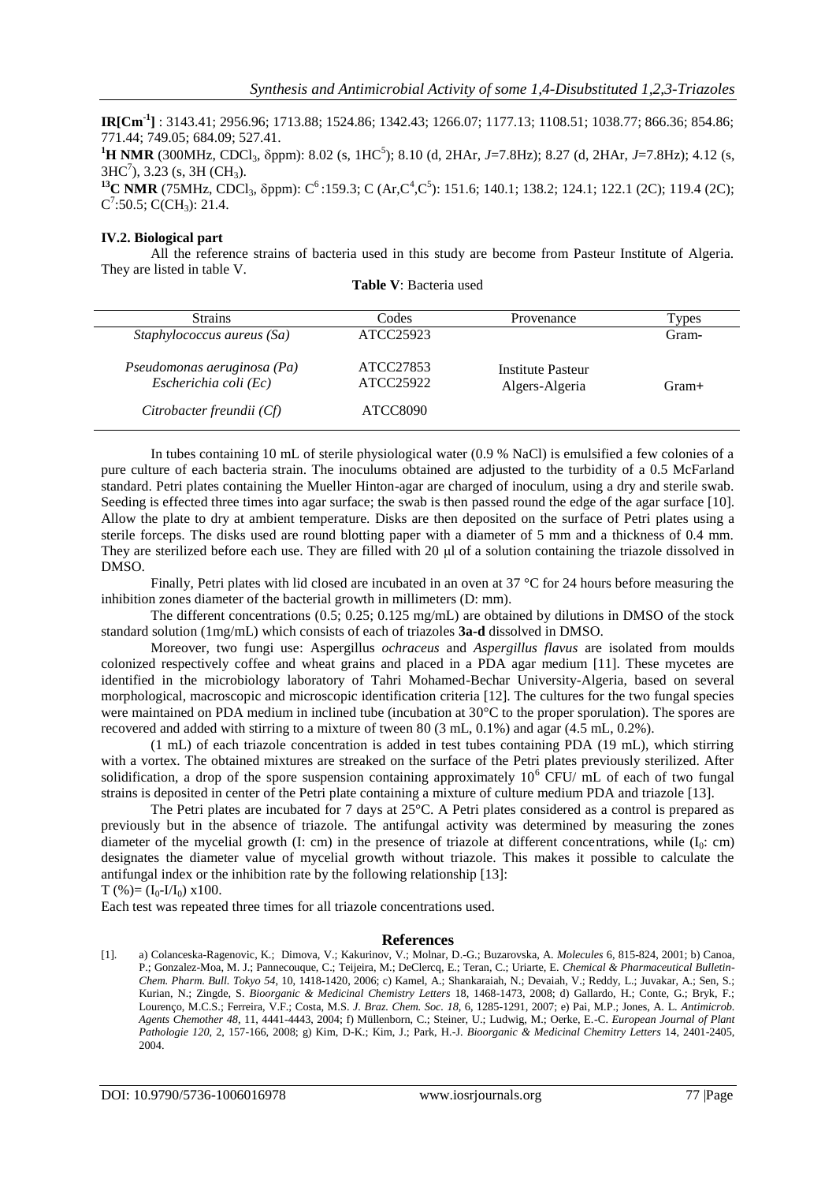**IR[Cm$^{-1}$]** : 3143.41; 2956.96; 1713.88; 1524.86; 1342.43; 1266.07; 1177.13; 1108.51; 1038.77; 866.36; 854.86; 771.44; 749.05; 684.09; 527.41.

**$^1$H NMR** (300MHz, $CDCl_3$, δppm): 8.02 (s, 1HC$^5$); 8.10 (d, 2HAr, $J$=7.8Hz); 8.27 (d, 2HAr, $J$=7.8Hz); 4.12 (s, 3HC$^7$), 3.23 (s, 3H ($CH_3$).

**$^{13}$C NMR** (75MHz, $CDCl_3$, δppm): C$^6$ :159.3; C (Ar,C$^4$,C$^5$): 151.6; 140.1; 138.2; 124.1; 122.1 (2C); 119.4 (2C); C$^7$:50.5; C($CH_3$): 21.4.

### IV.2. Biological part

All the reference strains of bacteria used in this study are become from Pasteur Institute of Algeria. They are listed in table V.

**Table V**: Bacteria used

| Strains | Codes | Provenance | Types |
|---|---|---|---|
| *Staphylococcus aureus (Sa)* | ATCC25923 | | Gram- |
| *Pseudomonas aeruginosa (Pa)* | ATCC27853 | Institute Pasteur | |
| *Escherichia coli (Ec)* | ATCC25922 | Algers-Algeria | Gram+ |
| *Citrobacter freundii (Cf)* | ATCC8090 | | |

In tubes containing 10 mL of sterile physiological water (0.9 % NaCl) is emulsified a few colonies of a pure culture of each bacteria strain. The inoculums obtained are adjusted to the turbidity of a 0.5 McFarland standard. Petri plates containing the Mueller Hinton-agar are charged of inoculum, using a dry and sterile swab. Seeding is effected three times into agar surface; the swab is then passed round the edge of the agar surface [10]. Allow the plate to dry at ambient temperature. Disks are then deposited on the surface of Petri plates using a sterile forceps. The disks used are round blotting paper with a diameter of 5 mm and a thickness of 0.4 mm. They are sterilized before each use. They are filled with 20 μl of a solution containing the triazole dissolved in DMSO.

Finally, Petri plates with lid closed are incubated in an oven at 37 °C for 24 hours before measuring the inhibition zones diameter of the bacterial growth in millimeters (D: mm).

The different concentrations (0.5; 0.25; 0.125 mg/mL) are obtained by dilutions in DMSO of the stock standard solution (1mg/mL) which consists of each of triazoles **3a-d** dissolved in DMSO.

Moreover, two fungi use: Aspergillus *ochraceus* and *Aspergillus flavus* are isolated from moulds colonized respectively coffee and wheat grains and placed in a PDA agar medium [11]. These mycetes are identified in the microbiology laboratory of Tahri Mohamed-Bechar University-Algeria, based on several morphological, macroscopic and microscopic identification criteria [12]. The cultures for the two fungal species were maintained on PDA medium in inclined tube (incubation at 30°C to the proper sporulation). The spores are recovered and added with stirring to a mixture of tween 80 (3 mL, 0.1%) and agar (4.5 mL, 0.2%).

(1 mL) of each triazole concentration is added in test tubes containing PDA (19 mL), which stirring with a vortex. The obtained mixtures are streaked on the surface of the Petri plates previously sterilized. After solidification, a drop of the spore suspension containing approximately $10^6$ CFU/ mL of each of two fungal strains is deposited in center of the Petri plate containing a mixture of culture medium PDA and triazole [13].

The Petri plates are incubated for 7 days at 25°C. A Petri plates considered as a control is prepared as previously but in the absence of triazole. The antifungal activity was determined by measuring the zones diameter of the mycelial growth (I: cm) in the presence of triazole at different concentrations, while ($I_0$: cm) designates the diameter value of mycelial growth without triazole. This makes it possible to calculate the antifungal index or the inhibition rate by the following relationship [13]:

$T (\%) = (I_0 - I/I_0) \times 100$.

Each test was repeated three times for all triazole concentrations used.

## References

[1]. a) Colanceska-Ragenovic, K.; Dimova, V.; Kakurinov, V.; Molnar, D.-G.; Buzarovska, A. *Molecules* 6, 815-824, 2001; b) Canoa, P.; Gonzalez-Moa, M. J.; Pannecouque, C.; Teijeira, M.; DeClercq, E.; Teran, C.; Uriarte, E. *Chemical & Pharmaceutical Bulletin-Chem. Pharm. Bull. Tokyo 54*, 10, 1418-1420, 2006; c) Kamel, A.; Shankaraiah, N.; Devaiah, V.; Reddy, L.; Juvakar, A.; Sen, S.; Kurian, N.; Zingde, S. *Bioorganic & Medicinal Chemistry Letters* 18, 1468-1473, 2008; d) Gallardo, H.; Conte, G.; Bryk, F.; Lourenço, M.C.S.; Ferreira, V.F.; Costa, M.S. *J. Braz. Chem. Soc. 18*, 6, 1285-1291, 2007; e) Pai, M.P.; Jones, A. L. *Antimicrob. Agents Chemother 48*, 11, 4441-4443, 2004; f) Müllenborn, C.; Steiner, U.; Ludwig, M.; Oerke, E.-C. *European Journal of Plant Pathologie 120*, 2, 157-166, 2008; g) Kim, D-K.; Kim, J.; Park, H.-J. *Bioorganic & Medicinal Chemitry Letters* 14, 2401-2405, 2004.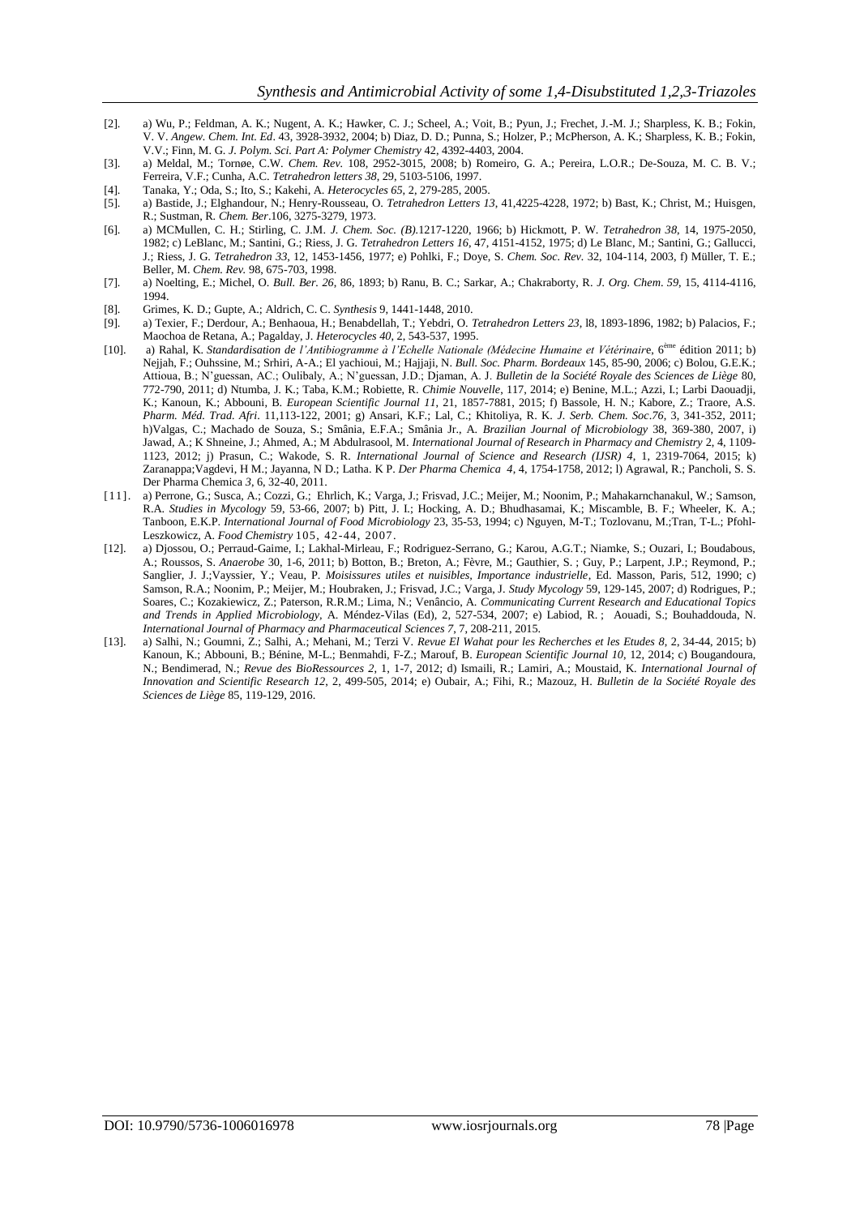[2]. a) Wu, P.; Feldman, A. K.; Nugent, A. K.; Hawker, C. J.; Scheel, A.; Voit, B.; Pyun, J.; Frechet, J.-M. J.; Sharpless, K. B.; Fokin, V. V. *Angew. Chem. Int. Ed*. 43, 3928-3932, 2004; b) Diaz, D. D.; Punna, S.; Holzer, P.; McPherson, A. K.; Sharpless, K. B.; Fokin, V.V.; Finn, M. G. *J. Polym. Sci. Part A: Polymer Chemistry* 42, 4392-4403, 2004.

[3]. a) Meldal, M.; Tornøe, C.W. *Chem. Rev.* 108, 2952-3015, 2008; b) Romeiro, G. A.; Pereira, L.O.R.; De-Souza, M. C. B. V.; Ferreira, V.F.; Cunha, A.C. *Tetrahedron letters 38*, 29, 5103-5106, 1997.

[4]. Tanaka, Y.; Oda, S.; Ito, S.; Kakehi, A. *Heterocycles 65*, 2, 279-285, 2005.

[5]. a) Bastide, J.; Elghandour, N.; Henry-Rousseau, O. *Tetrahedron Letters 13*, 41,4225-4228, 1972; b) Bast, K.; Christ, M.; Huisgen, R.; Sustman, R. *Chem. Ber*.106, 3275-3279, 1973.

[6]. a) MCMullen, C. H.; Stirling, C. J.M. *J. Chem. Soc. (B)*.1217-1220, 1966; b) Hickmott, P. W. *Tetrahedron 38*, 14, 1975-2050, 1982; c) LeBlanc, M.; Santini, G.; Riess, J. G. *Tetrahedron Letters 16*, 47, 4151-4152, 1975; d) Le Blanc, M.; Santini, G.; Gallucci, J.; Riess, J. G. *Tetrahedron 33*, 12, 1453-1456, 1977; e) Pohlki, F.; Doye, S. *Chem. Soc. Rev*. 32, 104-114, 2003, f) Müller, T. E.; Beller, M. *Chem. Rev.* 98, 675-703, 1998.

[7]. a) Noelting, E.; Michel, O. *Bull. Ber. 26*, 86, 1893; b) Ranu, B. C.; Sarkar, A.; Chakraborty, R. *J. Org. Chem*. *59*, 15, 4114-4116, 1994.

[8]. Grimes, K. D.; Gupte, A.; Aldrich, C. C. *Synthesis* 9, 1441-1448, 2010.

[9]. a) Texier, F.; Derdour, A.; Benhaoua, H.; Benabdellah, T.; Yebdri, O. *Tetrahedron Letters 23*, l8, 1893-1896, 1982; b) Palacios, F.; Maochoa de Retana, A.; Pagalday, J. *Heterocycles 40*, 2, 543-537, 1995.

[10]. a) Rahal, K. *Standardisation de l'Antibiogramme à l'Echelle Nationale (Médecine Humaine et Vétérinair*e, 6ème édition 2011; b) Nejjah, F.; Ouhssine, M.; Srhiri, A-A.; El yachioui, M.; Hajjaji, N. *Bull. Soc. Pharm. Bordeaux* 145, 85-90, 2006; c) Bolou, G.E.K.; Attioua, B.; N'guessan, AC.; Oulibaly, A.; N'guessan, J.D.; Djaman, A. J. *Bulletin de la Société Royale des Sciences de Liège* 80, 772-790, 2011; d) Ntumba, J. K.; Taba, K.M.; Robiette, R. *Chimie Nouvelle*, 117, 2014; e) Benine, M.L.; Azzi, I.; Larbi Daouadji, K.; Kanoun, K.; Abbouni, B. *European Scientific Journal 11*, 21, 1857-7881, 2015; f) Bassole, H. N.; Kabore, Z.; Traore, A.S. *Pharm. Méd. Trad. Afri*. 11,113-122, 2001; g) Ansari, K.F.; Lal, C.; Khitoliya, R. K. *J. Serb. Chem. Soc.76*, 3, 341-352, 2011; h)Valgas, C.; Machado de Souza, S.; Smânia, E.F.A.; Smânia Jr., A. *Brazilian Journal of Microbiology* 38, 369-380, 2007, i) Jawad, A.; K Shneine, J.; Ahmed, A.; M Abdulrasool, M. *International Journal of Research in Pharmacy and Chemistry* 2, 4, 1109-1123, 2012; j) Prasun, C.; Wakode, S. R. *International Journal of Science and Research (IJSR) 4*, 1, 2319-7064, 2015; k) Zaranappa;Vagdevi, H M.; Jayanna, N D.; Latha. K P. *Der Pharma Chemica 4*, 4, 1754-1758, 2012; l) Agrawal, R.; Pancholi, S. S. Der Pharma Chemica *3*, 6, 32-40, 2011.

[11]. a) Perrone, G.; Susca, A.; Cozzi, G.; Ehrlich, K.; Varga, J.; Frisvad, J.C.; Meijer, M.; Noonim, P.; Mahakarnchanakul, W.; Samson, R.A. *Studies in Mycology* 59, 53-66, 2007; b) Pitt, J. I.; Hocking, A. D.; Bhudhasamai, K.; Miscamble, B. F.; Wheeler, K. A.; Tanboon, E.K.P. *International Journal of Food Microbiology* 23, 35-53, 1994; c) Nguyen, M-T.; Tozlovanu, M.;Tran, T-L.; Pfohl-Leszkowicz, A. *Food Chemistry* 105, 42-44, 2007.

[12]. a) Djossou, O.; Perraud-Gaime, I.; Lakhal-Mirleau, F.; Rodriguez-Serrano, G.; Karou, A.G.T.; Niamke, S.; Ouzari, I.; Boudabous, A.; Roussos, S. *Anaerobe* 30, 1-6, 2011; b) Botton, B.; Breton, A.; Fèvre, M.; Gauthier, S. ; Guy, P.; Larpent, J.P.; Reymond, P.; Sanglier, J. J.;Vayssier, Y.; Veau, P. *Moisissures utiles et nuisibles, Importance industrielle*, Ed. Masson, Paris, 512, 1990; c) Samson, R.A.; Noonim, P.; Meijer, M.; Houbraken, J.; Frisvad, J.C.; Varga, J. *Study Mycology* 59, 129-145, 2007; d) Rodrigues, P.; Soares, C.; Kozakiewicz, Z.; Paterson, R.R.M.; Lima, N.; Venâncio, A. *Communicating Current Research and Educational Topics and Trends in Applied Microbiology*, A. Méndez-Vilas (Ed), 2, 527-534, 2007; e) Labiod, R. ; Aouadi, S.; Bouhaddouda, N. *International Journal of Pharmacy and Pharmaceutical Sciences 7*, 7, 208-211, 2015.

[13]. a) Salhi, N.; Goumni, Z.; Salhi, A.; Mehani, M.; Terzi V. *Revue El Wahat pour les Recherches et les Etudes 8*, 2, 34-44, 2015; b) Kanoun, K.; Abbouni, B.; Bénine, M-L.; Benmahdi, F-Z.; Marouf, B. *European Scientific Journal 10*, 12, 2014; c) Bougandoura, N.; Bendimerad, N.; *Revue des BioRessources 2*, 1, 1-7, 2012; d) Ismaili, R.; Lamiri, A.; Moustaid, K. *International Journal of Innovation and Scientific Research 12*, 2, 499-505, 2014; e) Oubair, A.; Fihi, R.; Mazouz, H. *Bulletin de la Société Royale des Sciences de Liège* 85, 119-129, 2016.